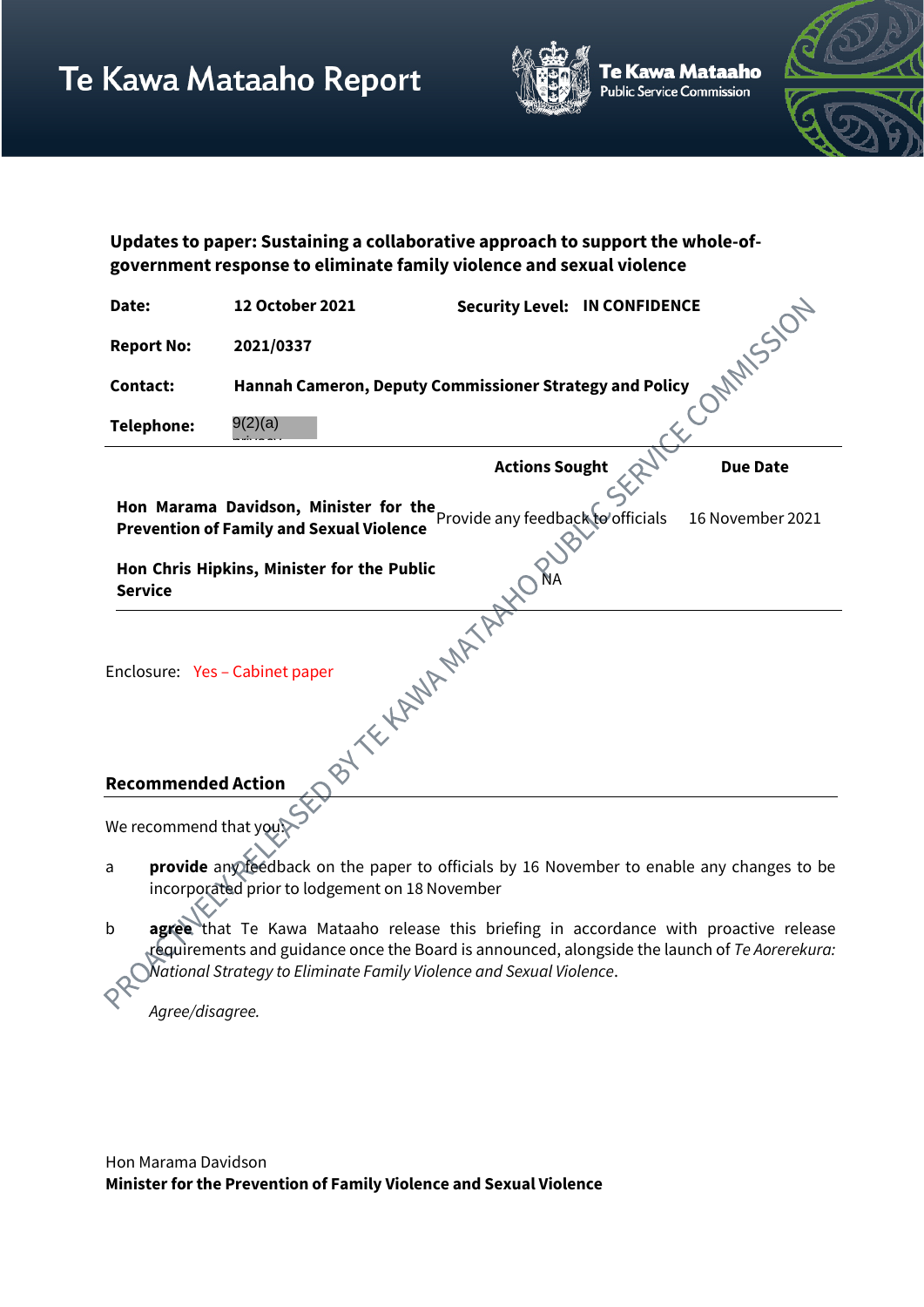# Te Kawa Mataaho Report

**Updates to paper: Sustaining a collaborative approach to support the whole-of-government response to eliminate family violence and sexual violence**

| | | | |
|---|---|---|---|
| **Date:** | **12 October 2021** | **Security Level:** | **IN CONFIDENCE** |
| **Report No:** | **2021/0337** | | |
| **Contact:** | **Hannah Cameron, Deputy Commissioner Strategy and Policy** | | |
| **Telephone:** | 9(2)(a) | | |

| | Actions Sought | Due Date |
|---|---|---|
| **Hon Marama Davidson, Minister for the Prevention of Family and Sexual Violence** | Provide any feedback to officials | 16 November 2021 |
| **Hon Chris Hipkins, Minister for the Public Service** | NA | |

Enclosure: Yes – Cabinet paper

## Recommended Action

We recommend that you:

a **provide** any feedback on the paper to officials by 16 November to enable any changes to be incorporated prior to lodgement on 18 November

b **agree** that Te Kawa Mataaho release this briefing in accordance with proactive release requirements and guidance once the Board is announced, alongside the launch of *Te Aorerekura: National Strategy to Eliminate Family Violence and Sexual Violence*.

*Agree/disagree.*

Hon Marama Davidson
**Minister for the Prevention of Family Violence and Sexual Violence**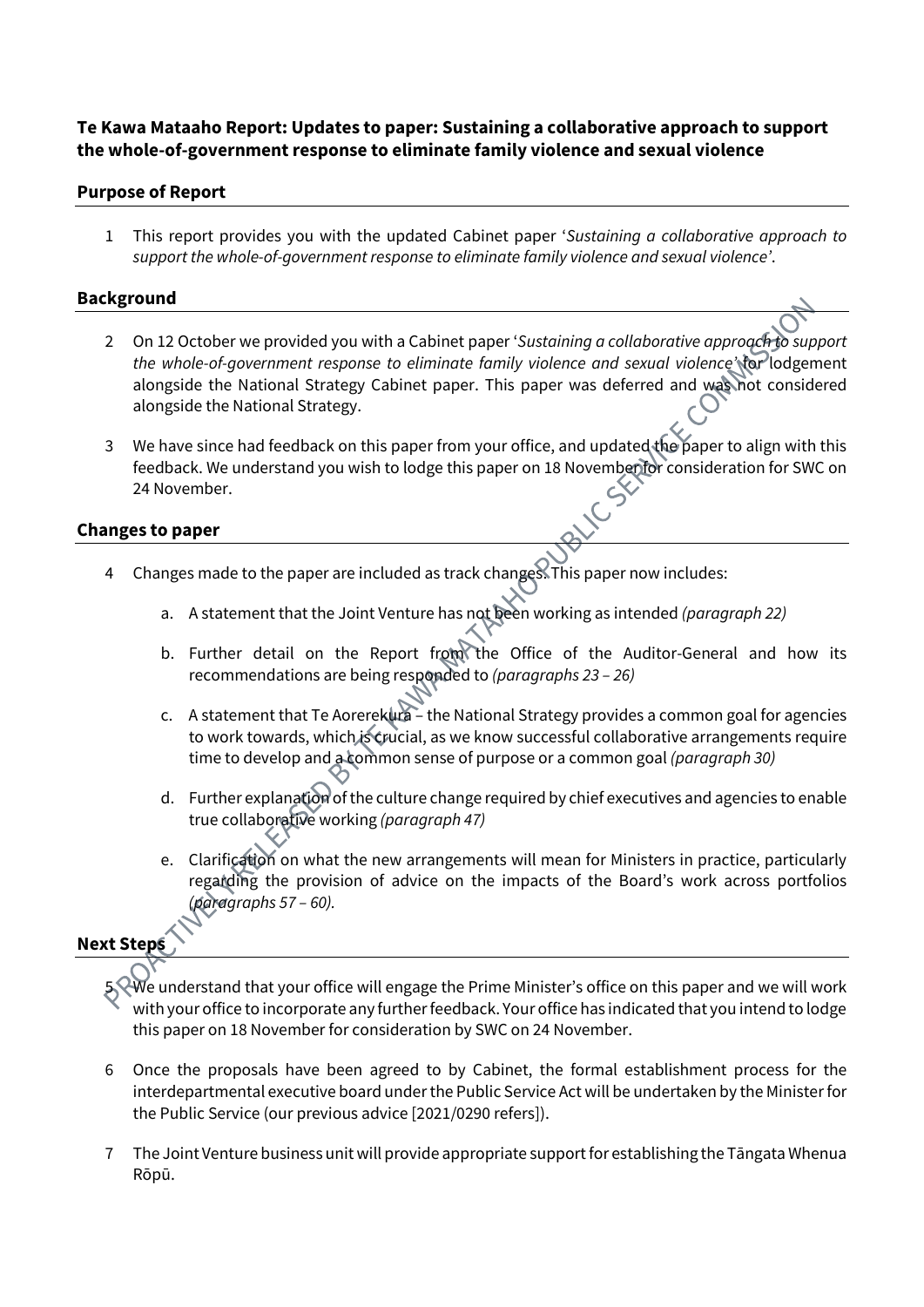**Te Kawa Mataaho Report: Updates to paper: Sustaining a collaborative approach to support the whole-of-government response to eliminate family violence and sexual violence**

## Purpose of Report

1 This report provides you with the updated Cabinet paper '*Sustaining a collaborative approach to support the whole-of-government response to eliminate family violence and sexual violence*'.

## Background

2 On 12 October we provided you with a Cabinet paper '*Sustaining a collaborative approach to support the whole-of-government response to eliminate family violence and sexual violence*' for lodgement alongside the National Strategy Cabinet paper. This paper was deferred and was not considered alongside the National Strategy.

3 We have since had feedback on this paper from your office, and updated the paper to align with this feedback. We understand you wish to lodge this paper on 18 November for consideration for SWC on 24 November.

## Changes to paper

4 Changes made to the paper are included as track changes. This paper now includes:

a. A statement that the Joint Venture has not been working as intended *(paragraph 22)*

b. Further detail on the Report from the Office of the Auditor-General and how its recommendations are being responded to *(paragraphs 23 – 26)*

c. A statement that Te Aorerekura – the National Strategy provides a common goal for agencies to work towards, which is crucial, as we know successful collaborative arrangements require time to develop and a common sense of purpose or a common goal *(paragraph 30)*

d. Further explanation of the culture change required by chief executives and agencies to enable true collaborative working *(paragraph 47)*

e. Clarification on what the new arrangements will mean for Ministers in practice, particularly regarding the provision of advice on the impacts of the Board's work across portfolios *(paragraphs 57 – 60).*

## Next Steps

5 We understand that your office will engage the Prime Minister's office on this paper and we will work with your office to incorporate any further feedback. Your office has indicated that you intend to lodge this paper on 18 November for consideration by SWC on 24 November.

6 Once the proposals have been agreed to by Cabinet, the formal establishment process for the interdepartmental executive board under the Public Service Act will be undertaken by the Minister for the Public Service (our previous advice [2021/0290 refers]).

7 The Joint Venture business unit will provide appropriate support for establishing the Tāngata Whenua Rōpū.